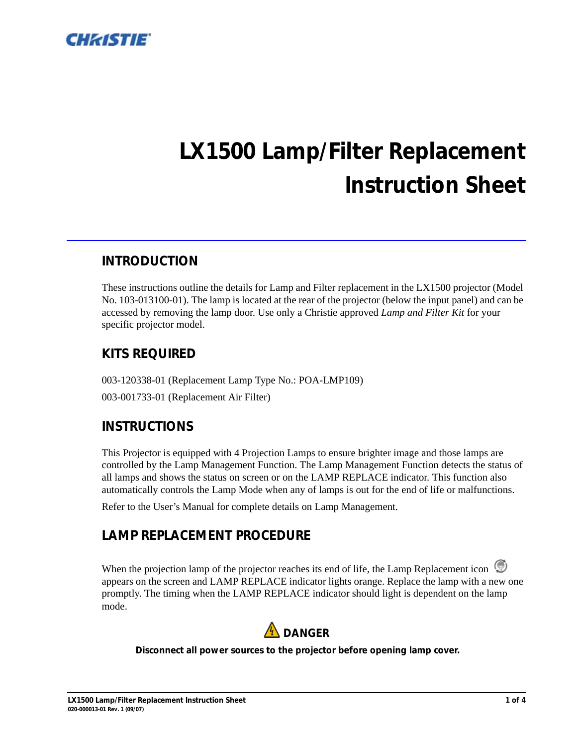CHRISTIE

# LX1500 Lamp/Filter Replacement Instruction Sheet

## INTRODUCTION

These instructions outline the details for Lamp and Filter replacement in the LX1500 projector (Model No. 103-013100-01). The lamp is located at the rear of the projector (below the input panel) and can be accessed by removing the lamp door. Use only a Christie approved *Lamp and Filter Kit* for your specific projector model.

## KITS REQUIRED

003-120338-01 (Replacement Lamp Type No.: POA-LMP109)

003-001733-01 (Replacement Air Filter)

## INSTRUCTIONS

This Projector is equipped with 4 Projection Lamps to ensure brighter image and those lamps are controlled by the Lamp Management Function. The Lamp Management Function detects the status of all lamps and shows the status on screen or on the LAMP REPLACE indicator. This function also automatically controls the Lamp Mode when any of lamps is out for the end of life or malfunctions.

Refer to the User's Manual for complete details on Lamp Management.

## LAMP REPLACEMENT PROCEDURE

When the projection lamp of the projector reaches its end of life, the Lamp Replacement icon appears on the screen and LAMP REPLACE indicator lights orange. Replace the lamp with a new one promptly. The timing when the LAMP REPLACE indicator should light is dependent on the lamp mode.

**DANGER**

**Disconnect all power sources to the projector before opening lamp cover.**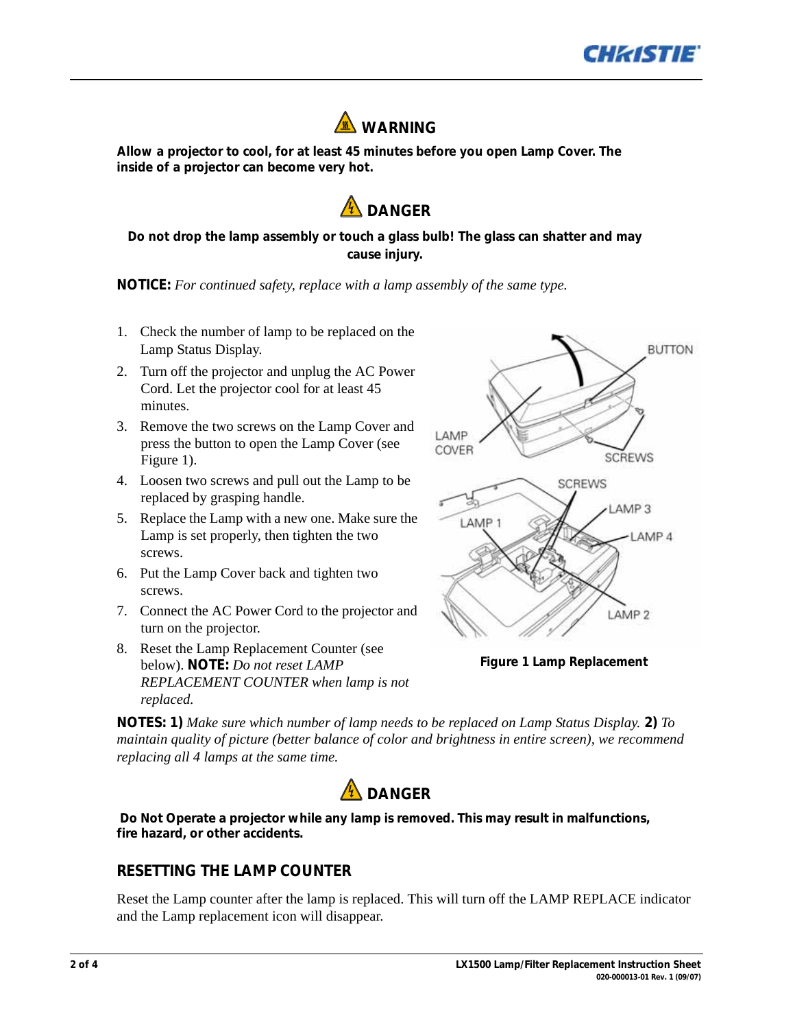**WARNING**

**Allow a projector to cool, for at least 45 minutes before you open Lamp Cover. The inside of a projector can become very hot.**

**DANGER**

**Do not drop the lamp assembly or touch a glass bulb! The glass can shatter and may cause injury.**

**NOTICE:** *For continued safety, replace with a lamp assembly of the same type.*

1. Check the number of lamp to be replaced on the Lamp Status Display.
2. Turn off the projector and unplug the AC Power Cord. Let the projector cool for at least 45 minutes.
3. Remove the two screws on the Lamp Cover and press the button to open the Lamp Cover (see Figure 1).
4. Loosen two screws and pull out the Lamp to be replaced by grasping handle.
5. Replace the Lamp with a new one. Make sure the Lamp is set properly, then tighten the two screws.
6. Put the Lamp Cover back and tighten two screws.
7. Connect the AC Power Cord to the projector and turn on the projector.
8. Reset the Lamp Replacement Counter (see below). **NOTE:** *Do not reset LAMP REPLACEMENT COUNTER when lamp is not replaced.*

**Figure 1 Lamp Replacement**

**NOTES: 1)** *Make sure which number of lamp needs to be replaced on Lamp Status Display.* **2)** *To maintain quality of picture (better balance of color and brightness in entire screen), we recommend replacing all 4 lamps at the same time.*

**DANGER**

**Do Not Operate a projector while any lamp is removed. This may result in malfunctions, fire hazard, or other accidents.**

## RESETTING THE LAMP COUNTER

Reset the Lamp counter after the lamp is replaced. This will turn off the LAMP REPLACE indicator and the Lamp replacement icon will disappear.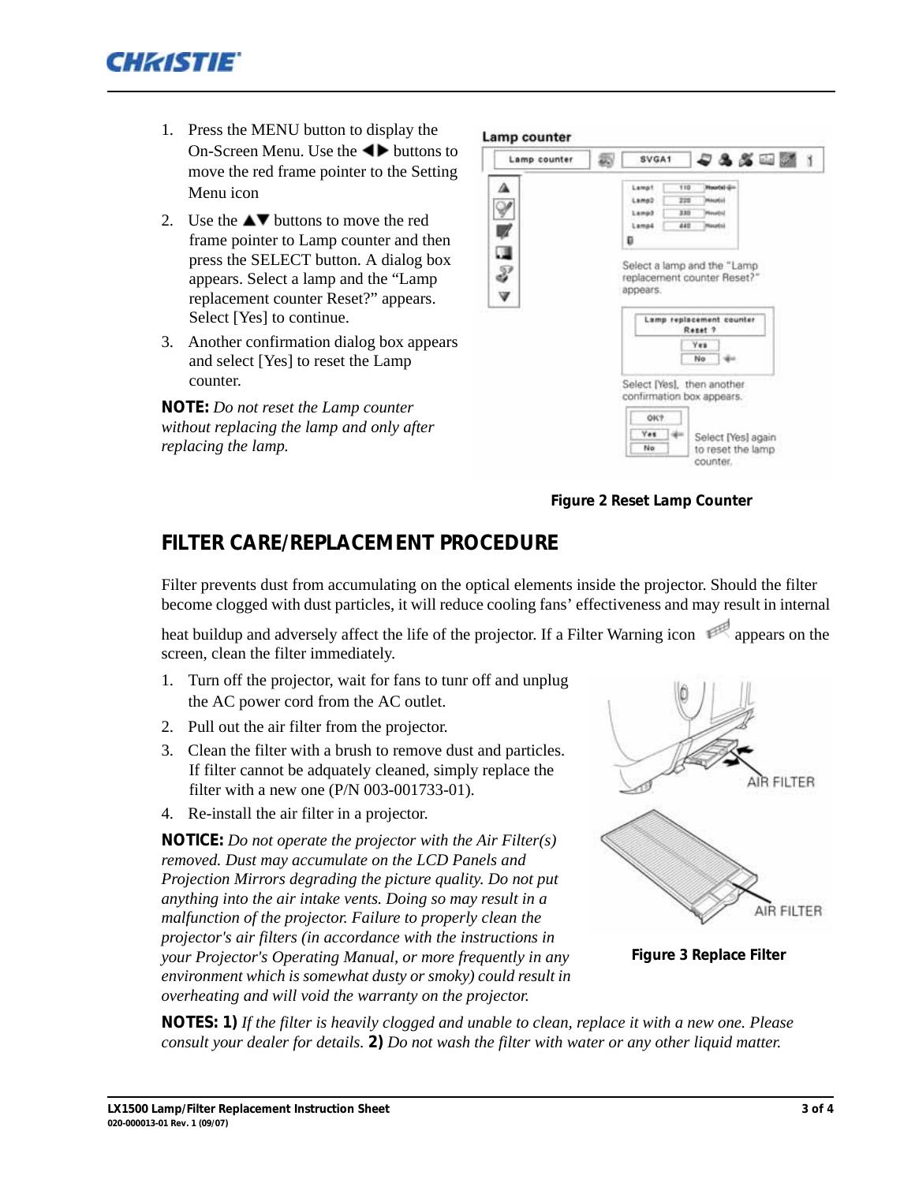1. Press the MENU button to display the On-Screen Menu. Use the ◀▶ buttons to move the red frame pointer to the Setting Menu icon
2. Use the ▲▼ buttons to move the red frame pointer to Lamp counter and then press the SELECT button. A dialog box appears. Select a lamp and the “Lamp replacement counter Reset?” appears. Select [Yes] to continue.
3. Another confirmation dialog box appears and select [Yes] to reset the Lamp counter.

**NOTE:** *Do not reset the Lamp counter without replacing the lamp and only after replacing the lamp.*

**Figure 2 Reset Lamp Counter**

## FILTER CARE/REPLACEMENT PROCEDURE

Filter prevents dust from accumulating on the optical elements inside the projector. Should the filter become clogged with dust particles, it will reduce cooling fans’ effectiveness and may result in internal heat buildup and adversely affect the life of the projector. If a Filter Warning icon appears on the screen, clean the filter immediately.

1. Turn off the projector, wait for fans to tunr off and unplug the AC power cord from the AC outlet.
2. Pull out the air filter from the projector.
3. Clean the filter with a brush to remove dust and particles. If filter cannot be adquately cleaned, simply replace the filter with a new one (P/N 003-001733-01).
4. Re-install the air filter in a projector.

**NOTICE:** *Do not operate the projector with the Air Filter(s) removed. Dust may accumulate on the LCD Panels and Projection Mirrors degrading the picture quality. Do not put anything into the air intake vents. Doing so may result in a malfunction of the projector. Failure to properly clean the projector's air filters (in accordance with the instructions in your Projector's Operating Manual, or more frequently in any environment which is somewhat dusty or smoky) could result in overheating and will void the warranty on the projector.*

**Figure 3 Replace Filter**

**NOTES: 1)** *If the filter is heavily clogged and unable to clean, replace it with a new one. Please consult your dealer for details.* **2)** *Do not wash the filter with water or any other liquid matter.*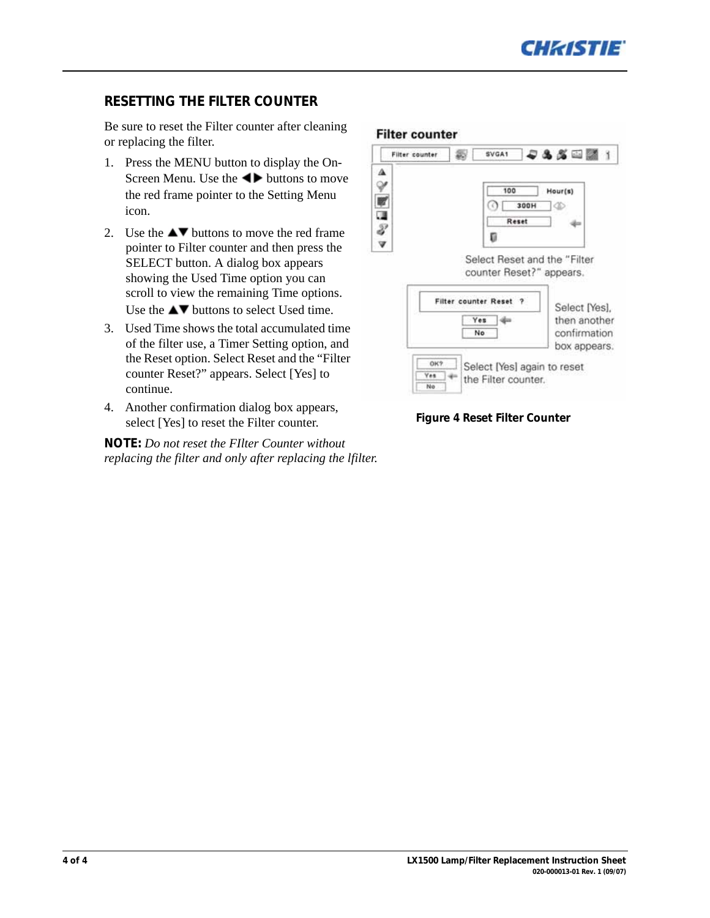## RESETTING THE FILTER COUNTER

Be sure to reset the Filter counter after cleaning or replacing the filter.

1. Press the MENU button to display the On-Screen Menu. Use the ◀▶ buttons to move the red frame pointer to the Setting Menu icon.
2. Use the ▲▼ buttons to move the red frame pointer to Filter counter and then press the SELECT button. A dialog box appears showing the Used Time option you can scroll to view the remaining Time options. Use the ▲▼ buttons to select Used time.
3. Used Time shows the total accumulated time of the filter use, a Timer Setting option, and the Reset option. Select Reset and the “Filter counter Reset?” appears. Select [Yes] to continue.
4. Another confirmation dialog box appears, select [Yes] to reset the Filter counter.

**NOTE:** *Do not reset the FIlter Counter without replacing the filter and only after replacing the lfilter.*

Filter counter

Filter counter
SVGA1
100 Hour(s)
300H
Reset

Select Reset and the “Filter counter Reset?” appears.

Filter counter Reset ?
Yes
No

Select [Yes], then another confirmation box appears.

OK?
Yes
No

Select [Yes] again to reset the Filter counter.

**Figure 4 Reset Filter Counter**